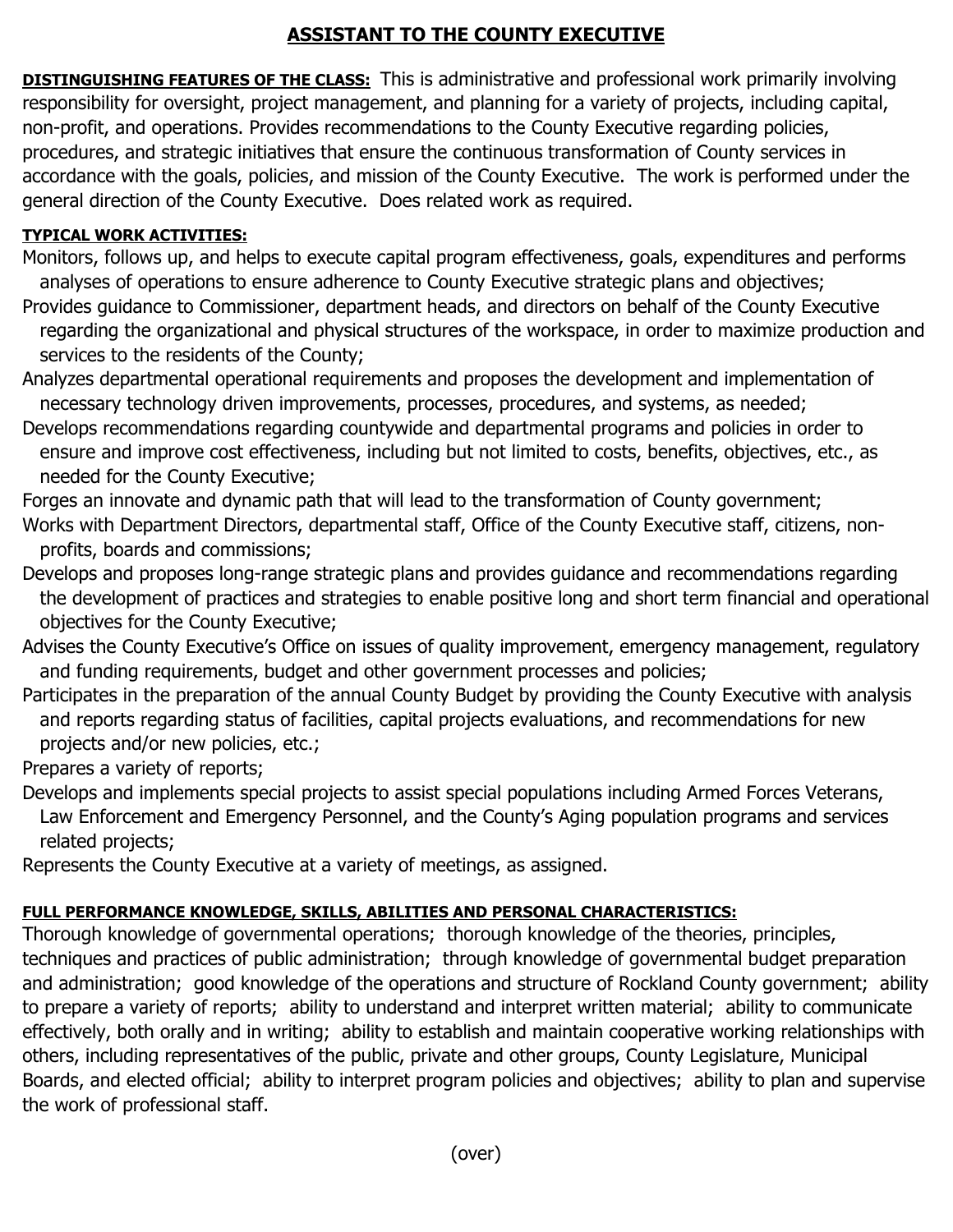# ASSISTANT TO THE COUNTY EXECUTIVE

**DISTINGUISHING FEATURES OF THE CLASS:** This is administrative and professional work primarily involving responsibility for oversight, project management, and planning for a variety of projects, including capital, non-profit, and operations. Provides recommendations to the County Executive regarding policies, procedures, and strategic initiatives that ensure the continuous transformation of County services in accordance with the goals, policies, and mission of the County Executive. The work is performed under the general direction of the County Executive. Does related work as required.

**TYPICAL WORK ACTIVITIES:**

Monitors, follows up, and helps to execute capital program effectiveness, goals, expenditures and performs analyses of operations to ensure adherence to County Executive strategic plans and objectives;

Provides guidance to Commissioner, department heads, and directors on behalf of the County Executive regarding the organizational and physical structures of the workspace, in order to maximize production and services to the residents of the County;

Analyzes departmental operational requirements and proposes the development and implementation of necessary technology driven improvements, processes, procedures, and systems, as needed;

Develops recommendations regarding countywide and departmental programs and policies in order to ensure and improve cost effectiveness, including but not limited to costs, benefits, objectives, etc., as needed for the County Executive;

Forges an innovate and dynamic path that will lead to the transformation of County government;

Works with Department Directors, departmental staff, Office of the County Executive staff, citizens, non-profits, boards and commissions;

Develops and proposes long-range strategic plans and provides guidance and recommendations regarding the development of practices and strategies to enable positive long and short term financial and operational objectives for the County Executive;

Advises the County Executive's Office on issues of quality improvement, emergency management, regulatory and funding requirements, budget and other government processes and policies;

Participates in the preparation of the annual County Budget by providing the County Executive with analysis and reports regarding status of facilities, capital projects evaluations, and recommendations for new projects and/or new policies, etc.;

Prepares a variety of reports;

Develops and implements special projects to assist special populations including Armed Forces Veterans, Law Enforcement and Emergency Personnel, and the County's Aging population programs and services related projects;

Represents the County Executive at a variety of meetings, as assigned.

**FULL PERFORMANCE KNOWLEDGE, SKILLS, ABILITIES AND PERSONAL CHARACTERISTICS:**

Thorough knowledge of governmental operations; thorough knowledge of the theories, principles, techniques and practices of public administration; through knowledge of governmental budget preparation and administration; good knowledge of the operations and structure of Rockland County government; ability to prepare a variety of reports; ability to understand and interpret written material; ability to communicate effectively, both orally and in writing; ability to establish and maintain cooperative working relationships with others, including representatives of the public, private and other groups, County Legislature, Municipal Boards, and elected official; ability to interpret program policies and objectives; ability to plan and supervise the work of professional staff.

(over)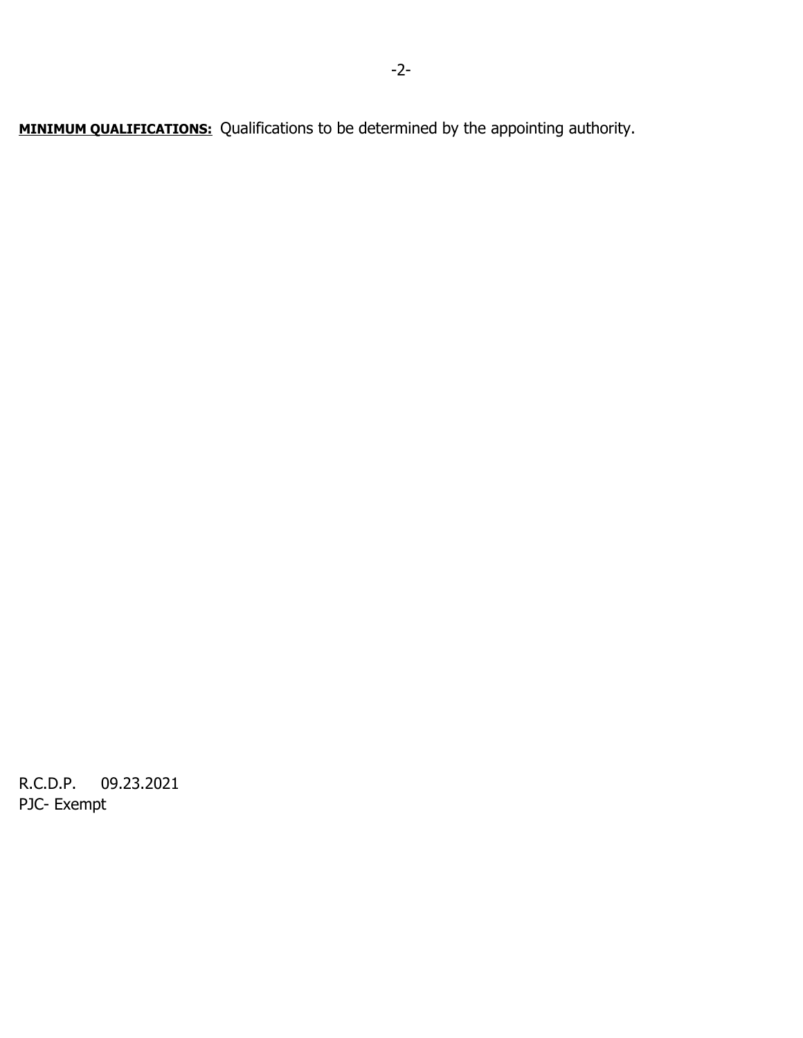**MINIMUM QUALIFICATIONS:** Qualifications to be determined by the appointing authority.

R.C.D.P. 09.23.2021
PJC- Exempt